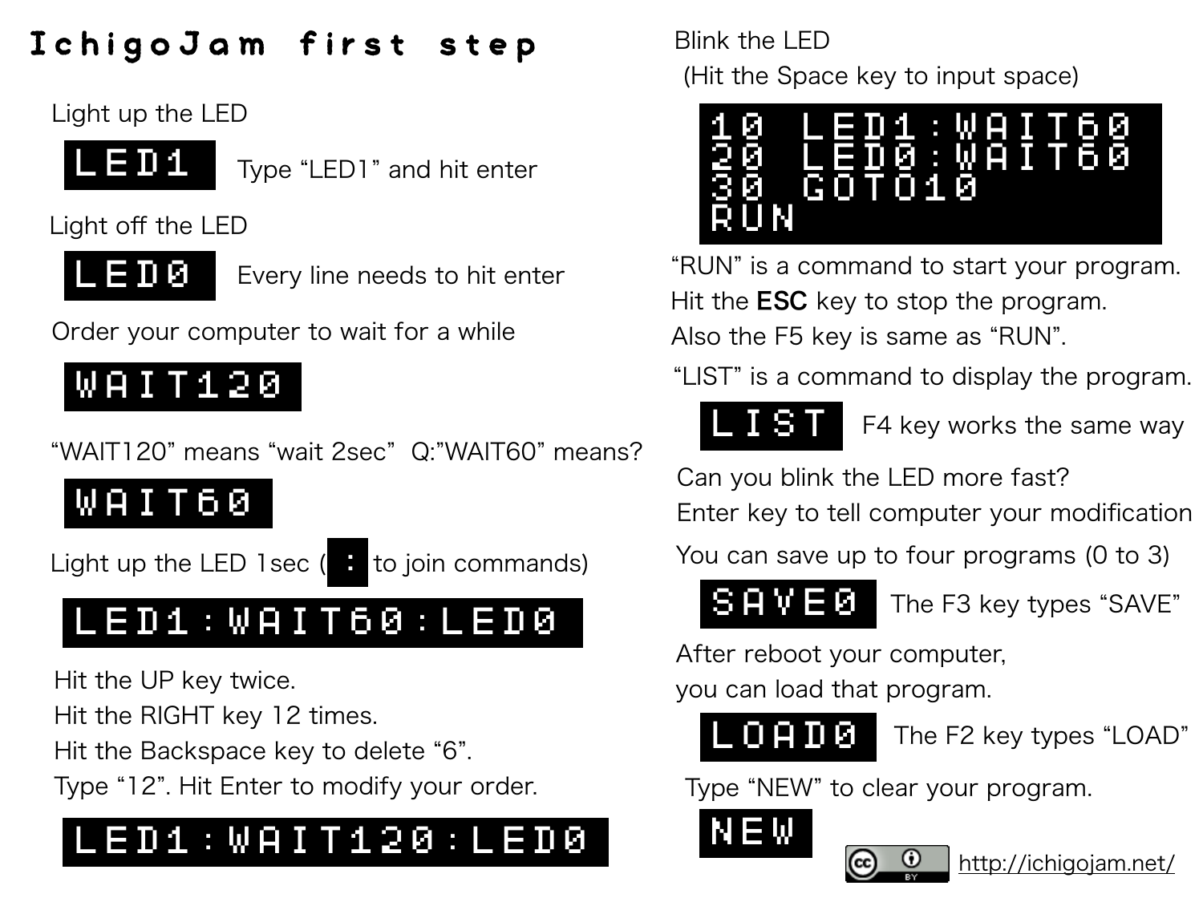# IchigoJam first step

Light up the LED

```
LED1
```

Type “LED1” and hit enter

Light off the LED

```
LED0
```

Every line needs to hit enter

Order your computer to wait for a while

```
WAIT120
```

“WAIT120” means “wait 2sec” Q:”WAIT60” means?

```
WAIT60
```

Light up the LED 1sec ( `:` to join commands)

```
LED1:WAIT60:LED0
```

Hit the UP key twice.
Hit the RIGHT key 12 times.
Hit the Backspace key to delete “6”.
Type “12”. Hit Enter to modify your order.

```
LED1:WAIT120:LED0
```

Blink the LED
(Hit the Space key to input space)

```
10 LED1:WAIT60
20 LED0:WAIT60
30 GOTO10
RUN
```

“RUN” is a command to start your program.
Hit the **ESC** key to stop the program.
Also the F5 key is same as “RUN”.

“LIST” is a command to display the program.

```
LIST
```

F4 key works the same way

Can you blink the LED more fast?
Enter key to tell computer your modification

You can save up to four programs (0 to 3)

```
SAVE0
```

The F3 key types “SAVE”

After reboot your computer,
you can load that program.

```
LOAD0
```

The F2 key types “LOAD”

Type “NEW” to clear your program.

```
NEW
```

http://ichigojam.net/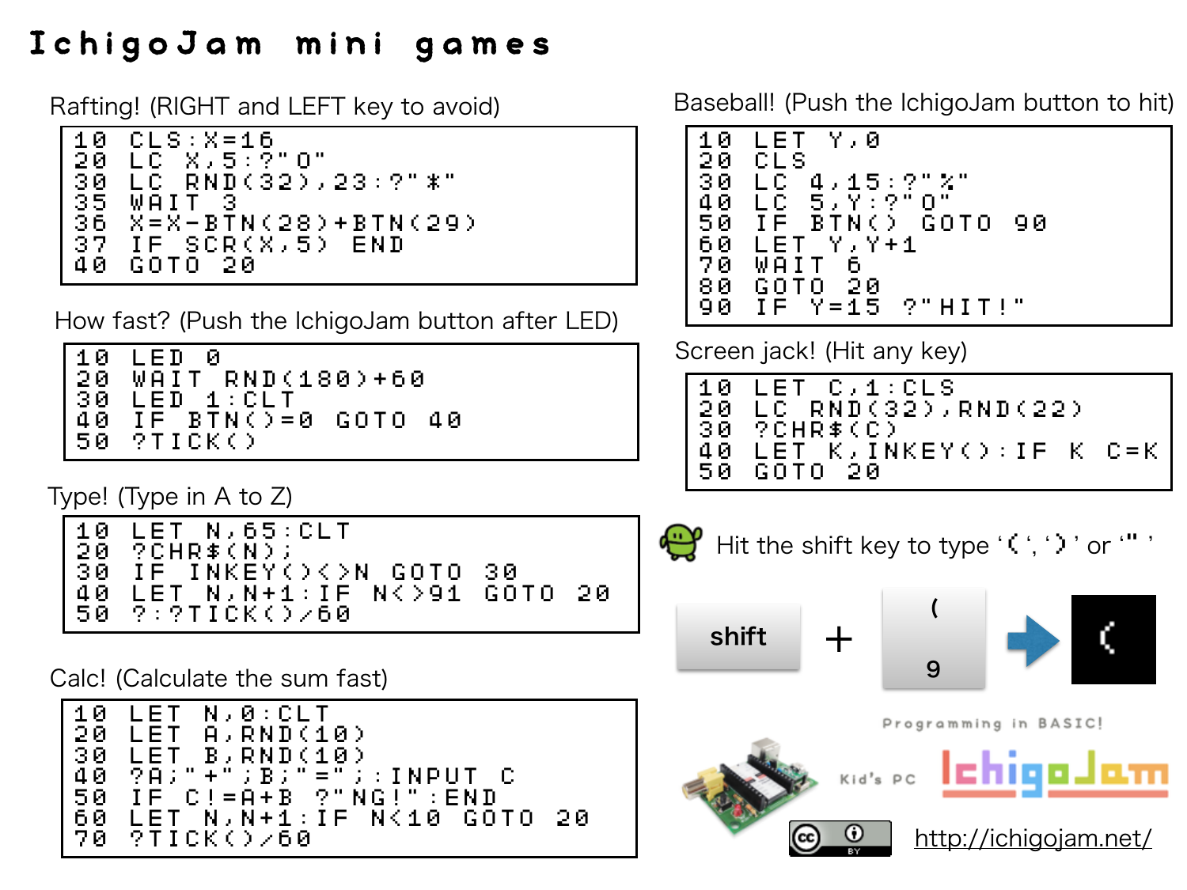# IchigoJam mini games

## Rafting! (RIGHT and LEFT key to avoid)

```
10 CLS:X=16
20 LC X,5:?"O"
30 LC RND(32),23:?"*"
35 WAIT 3
36 X=X-BTN(28)+BTN(29)
37 IF SCR(X,5) END
40 GOTO 20
```

## How fast? (Push the IchigoJam button after LED)

```
10 LED 0
20 WAIT RND(180)+60
30 LED 1:CLT
40 IF BTN()=0 GOTO 40
50 ?TICK()
```

## Type! (Type in A to Z)

```
10 LET N,65:CLT
20 ?CHR$(N);
30 IF INKEY()<>N GOTO 30
40 LET N,N+1:IF N<>91 GOTO 20
50 ?:?TICK()/60
```

## Calc! (Calculate the sum fast)

```
10 LET N,0:CLT
20 LET A,RND(10)
30 LET B,RND(10)
40 ?A;"+";B;"=";:INPUT C
50 IF C!=A+B ?"NG!":END
60 LET N,N+1:IF N<10 GOTO 20
70 ?TICK()/60
```

## Baseball! (Push the IchigoJam button to hit)

```
10 LET Y,0
20 CLS
30 LC 4,15:?"%"
40 LC 5,Y:?"O"
50 IF BTN() GOTO 90
60 LET Y,Y+1
70 WAIT 6
80 GOTO 20
90 IF Y=15 ?"HIT!"
```

## Screen jack! (Hit any key)

```
10 LET C,1:CLS
20 LC RND(32),RND(22)
30 ?CHR$(C)
40 LET K,INKEY():IF K C=K
50 GOTO 20
```

Hit the shift key to type '(', ')' or '"'

shift + ( 9 → (

Programming in BASIC!

Kid's PC IchigoJam

http://ichigojam.net/